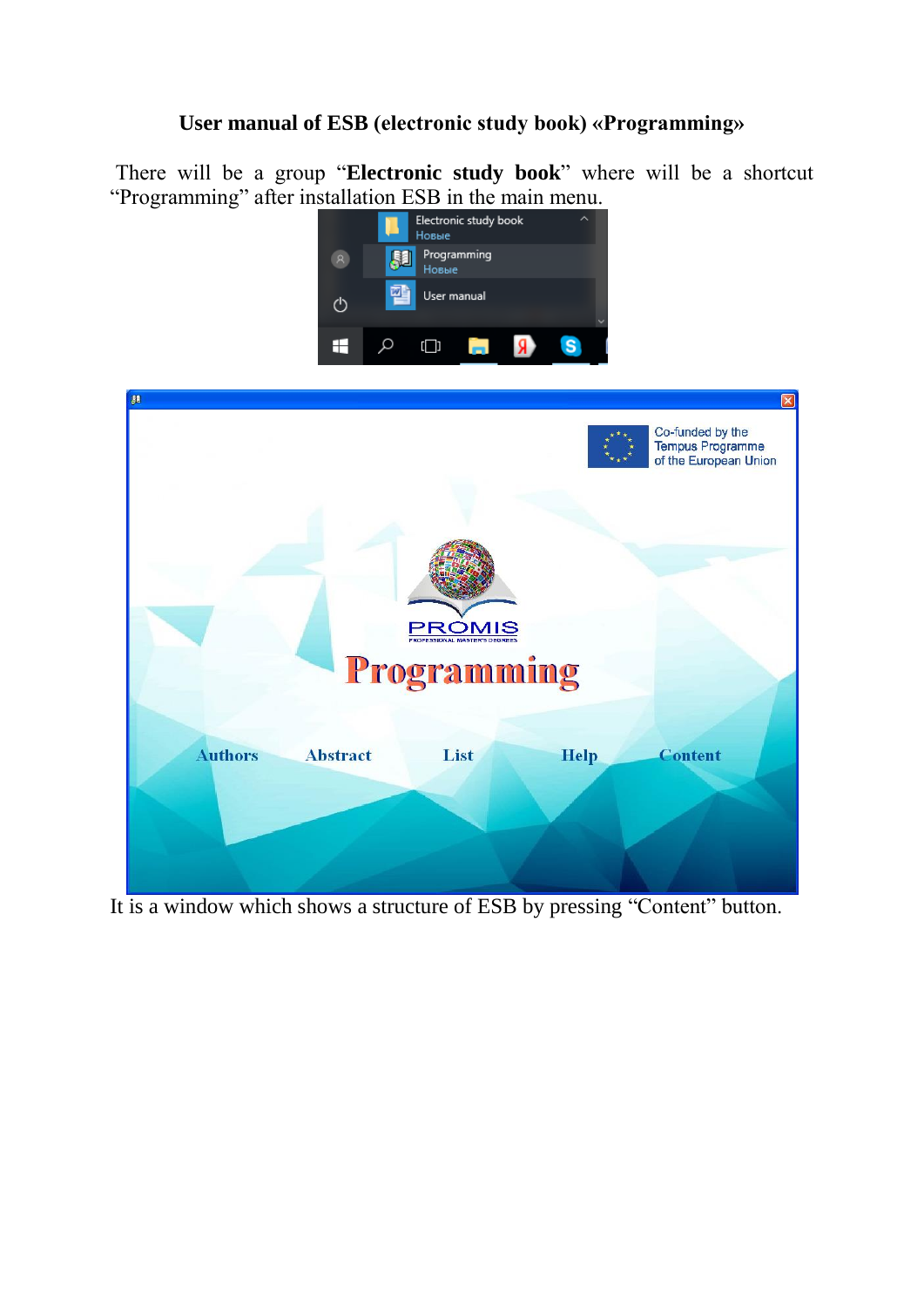**User manual of ESB (electronic study book) «Programming»**

There will be a group "**Electronic study book**" where will be a shortcut "Programming" after installation ESB in the main menu.

It is a window which shows a structure of ESB by pressing "Content" button.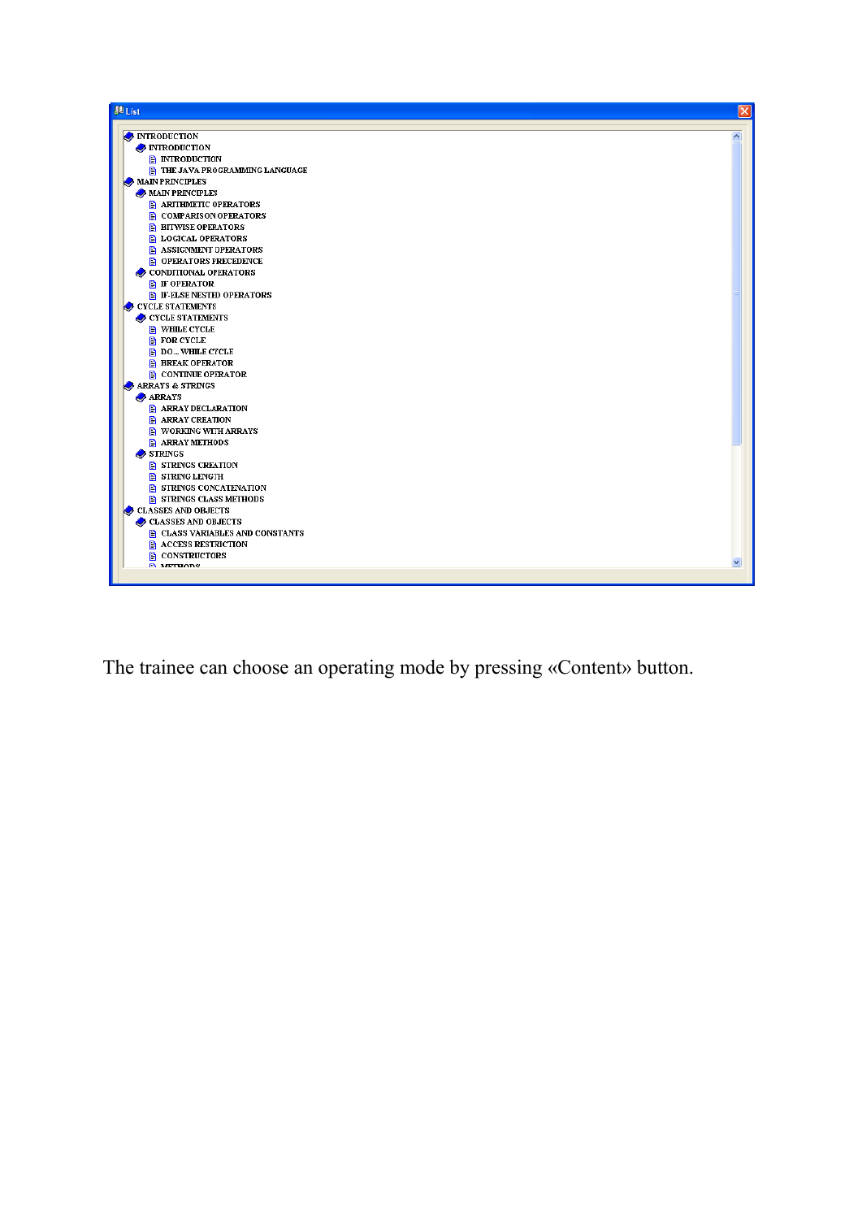List

- INTRODUCTION
  - INTRODUCTION
    - INTRODUCTION
    - THE JAVA PROGRAMMING LANGUAGE
- MAIN PRINCIPLES
  - MAIN PRINCIPLES
    - ARITHMETIC OPERATORS
    - COMPARISON OPERATORS
    - BITWISE OPERATORS
    - LOGICAL OPERATORS
    - ASSIGNMENT OPERATORS
    - OPERATORS PRECEDENCE
  - CONDITIONAL OPERATORS
    - IF OPERATOR
    - IF-ELSE NESTED OPERATORS
- CYCLE STATEMENTS
  - CYCLE STATEMENTS
    - WHILE CYCLE
    - FOR CYCLE
    - DO... WHILE CYCLE
    - BREAK OPERATOR
    - CONTINUE OPERATOR
- ARRAYS & STRINGS
  - ARRAYS
    - ARRAY DECLARATION
    - ARRAY CREATION
    - WORKING WITH ARRAYS
    - ARRAY METHODS
  - STRINGS
    - STRINGS CREATION
    - STRING LENGTH
    - STRINGS CONCATENATION
    - STRINGS CLASS METHODS
- CLASSES AND OBJECTS
  - CLASSES AND OBJECTS
    - CLASS VARIABLES AND CONSTANTS
    - ACCESS RESTRICTION
    - CONSTRUCTORS
    - METHODS

The trainee can choose an operating mode by pressing «Content» button.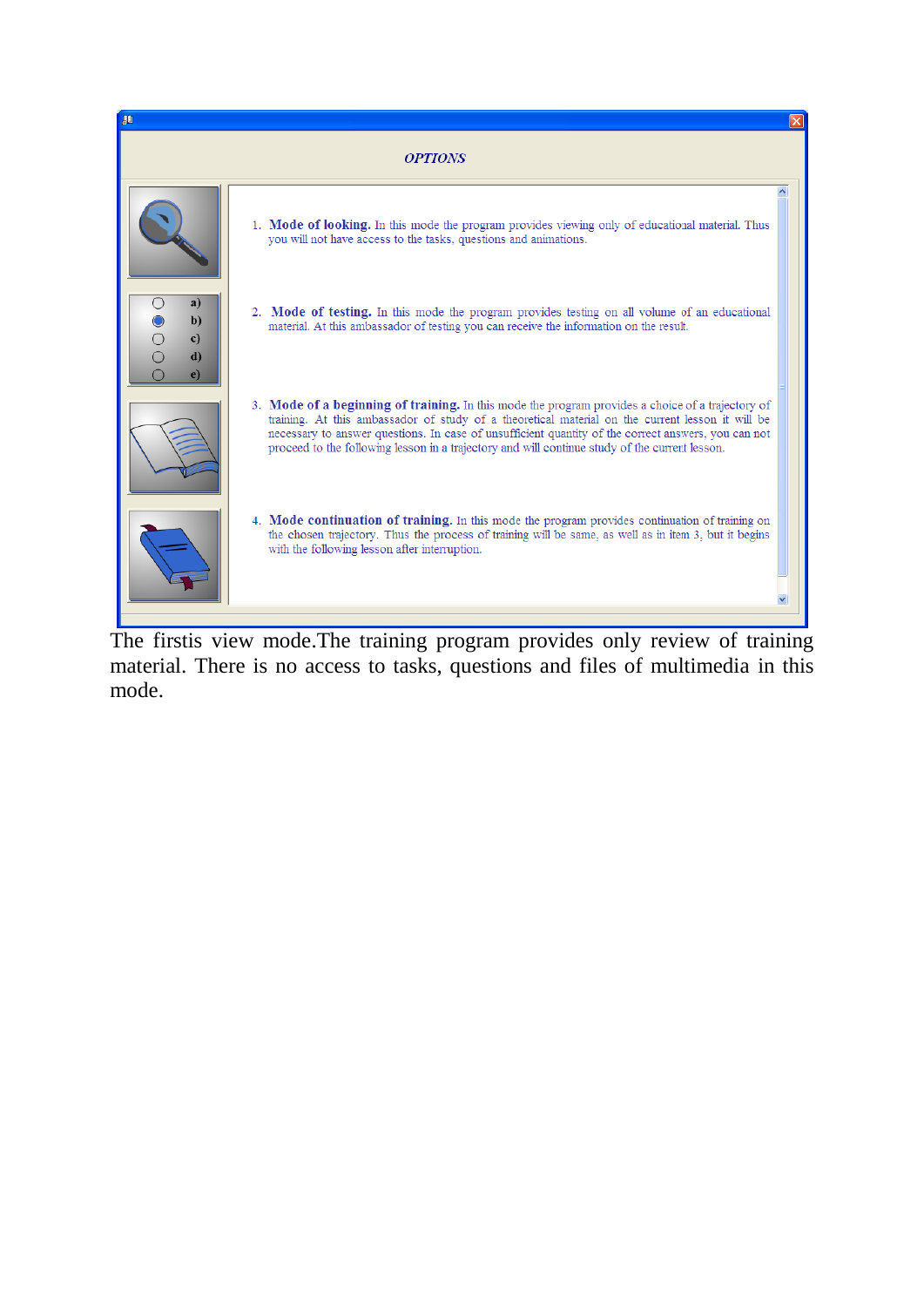*OPTIONS*

1. **Mode of looking.** In this mode the program provides viewing only of educational material. Thus you will not have access to the tasks, questions and animations.

2. **Mode of testing.** In this mode the program provides testing on all volume of an educational material. At this ambassador of testing you can receive the information on the result.

3. **Mode of a beginning of training.** In this mode the program provides a choice of a trajectory of training. At this ambassador of study of a theoretical material on the current lesson it will be necessary to answer questions. In case of unsufficient quantity of the correct answers, you can not proceed to the following lesson in a trajectory and will continue study of the current lesson.

4. **Mode continuation of training.** In this mode the program provides continuation of training on the chosen trajectory. Thus the process of training will be same, as well as in item 3, but it begins with the following lesson after interruption.

The firstis view mode.The training program provides only review of training material. There is no access to tasks, questions and files of multimedia in this mode.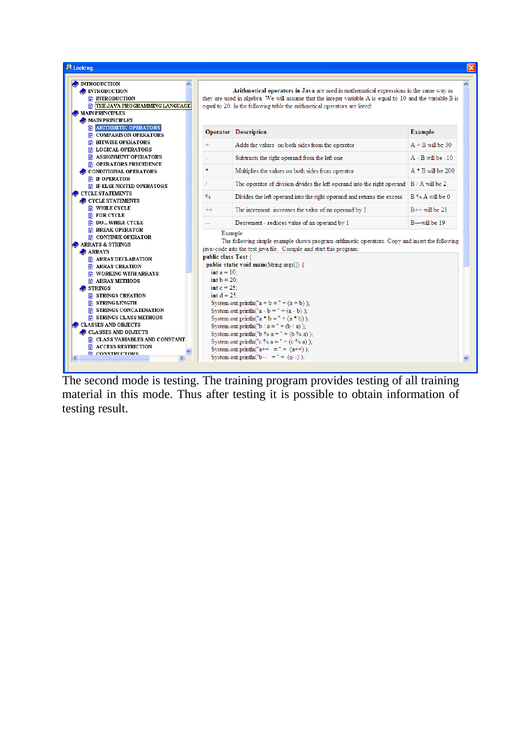**Arithmetical operators in Java** are used in mathematical expressions in the same way as they are used in algebra. We will assume that the integer variable A is equal to 10 and the variable B is equal to 20. In the following table the arithmetical operators are listed:

| Operator | Description | Example |
|---|---|---|
| + | Adds the values on both sides from the operator | A + B will be 30 |
| - | Subtracts the right operand from the left one | A - B will be -10 |
| * | Multiplies the values on both sides from operator | A * B will be 200 |
| / | The operator of division divides the left operand into the right operand | B / A will be 2 |
| % | Divides the left operand into the right operand and returns the excess | B % A will be 0 |
| ++ | The increment increases the value of an operand by 1 | B++ will be 21 |
| -- | Decrement - reduces value of an operand by 1 | B—will be 19 |

Example

The following simple example shows program-arithmetic operators. Copy and insert the following java-code into the test.java file. Compile and start this program:

```
public class Test {
  public static void main(String args[]) {
    int a = 10;
    int b = 20;
    int c = 25;
    int d = 25;
    System.out.println("a + b = " + (a + b) );
    System.out.println("a - b = " + (a - b) );
    System.out.println("a * b = " + (a * b) );
    System.out.println("b / a = " + (b / a) );
    System.out.println("b % a = " + (b % a) );
    System.out.println("c % a = " + (c % a) );
    System.out.println("a++   = " + (a++) );
    System.out.println("b--   = " + (a--) );
```

The second mode is testing. The training program provides testing of all training material in this mode. Thus after testing it is possible to obtain information of testing result.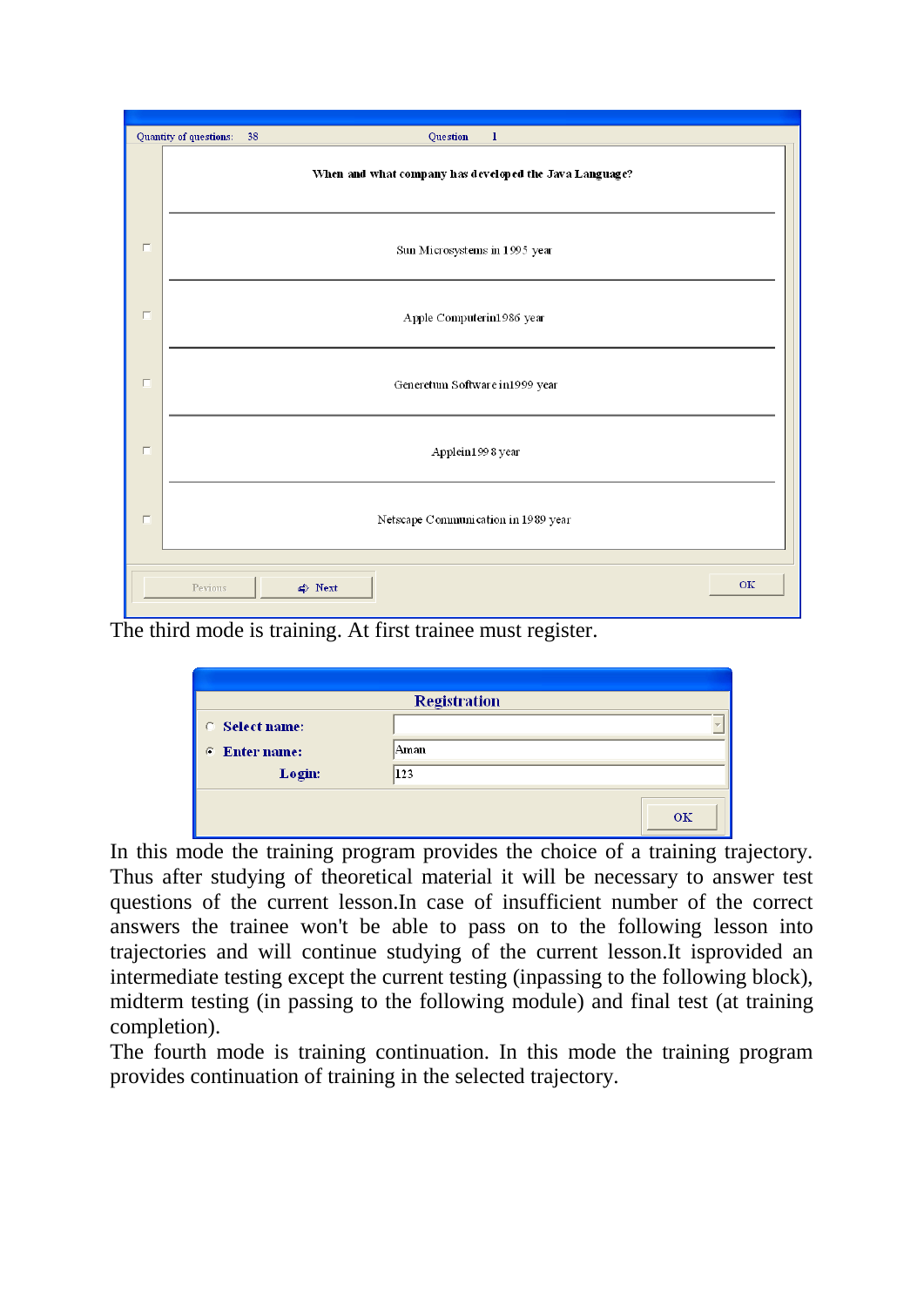Quantity of questions: 38 Question 1

When and what company has developed the Java Language?

- Sun Microsystems in 1995 year
- Apple Computerin1986 year
- Generetum Software in1999 year
- Applein1998 year
- Netscape Communication in 1989 year

Pevious | Next | OK

The third mode is training. At first trainee must register.

**Registration**

- Select name:
- Enter name: Aman
- Login: 123

OK

In this mode the training program provides the choice of a training trajectory. Thus after studying of theoretical material it will be necessary to answer test questions of the current lesson.In case of insufficient number of the correct answers the trainee won't be able to pass on to the following lesson into trajectories and will continue studying of the current lesson.It isprovided an intermediate testing except the current testing (inpassing to the following block), midterm testing (in passing to the following module) and final test (at training completion).

The fourth mode is training continuation. In this mode the training program provides continuation of training in the selected trajectory.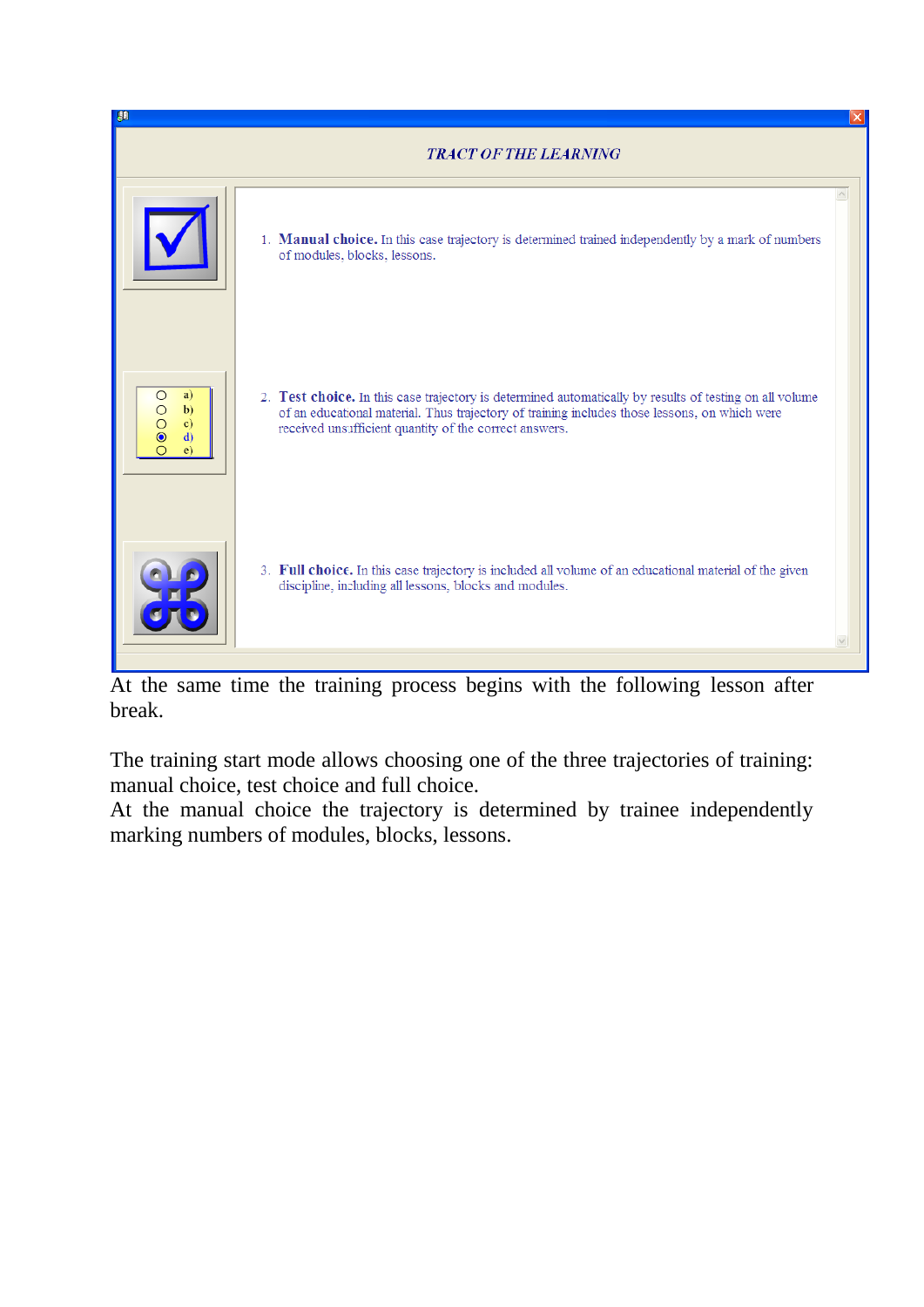TRACT OF THE LEARNING

1. **Manual choice.** In this case trajectory is determined trained independently by a mark of numbers of modules, blocks, lessons.

2. **Test choice.** In this case trajectory is determined automatically by results of testing on all volume of an educational material. Thus trajectory of training includes those lessons, on which were received unsufficient quantity of the correct answers.

3. **Full choice.** In this case trajectory is included all volume of an educational material of the given discipline, including all lessons, blocks and modules.

At the same time the training process begins with the following lesson after break.

The training start mode allows choosing one of the three trajectories of training: manual choice, test choice and full choice.
At the manual choice the trajectory is determined by trainee independently marking numbers of modules, blocks, lessons.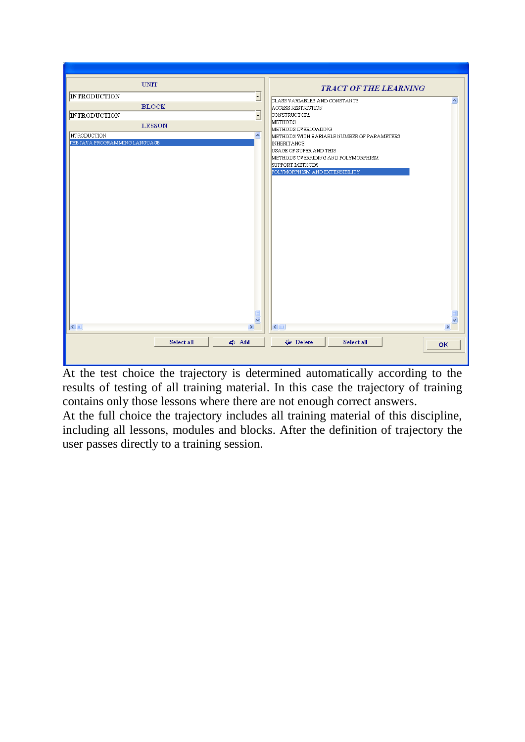At the test choice the trajectory is determined automatically according to the results of testing of all training material. In this case the trajectory of training contains only those lessons where there are not enough correct answers.

At the full choice the trajectory includes all training material of this discipline, including all lessons, modules and blocks. After the definition of trajectory the user passes directly to a training session.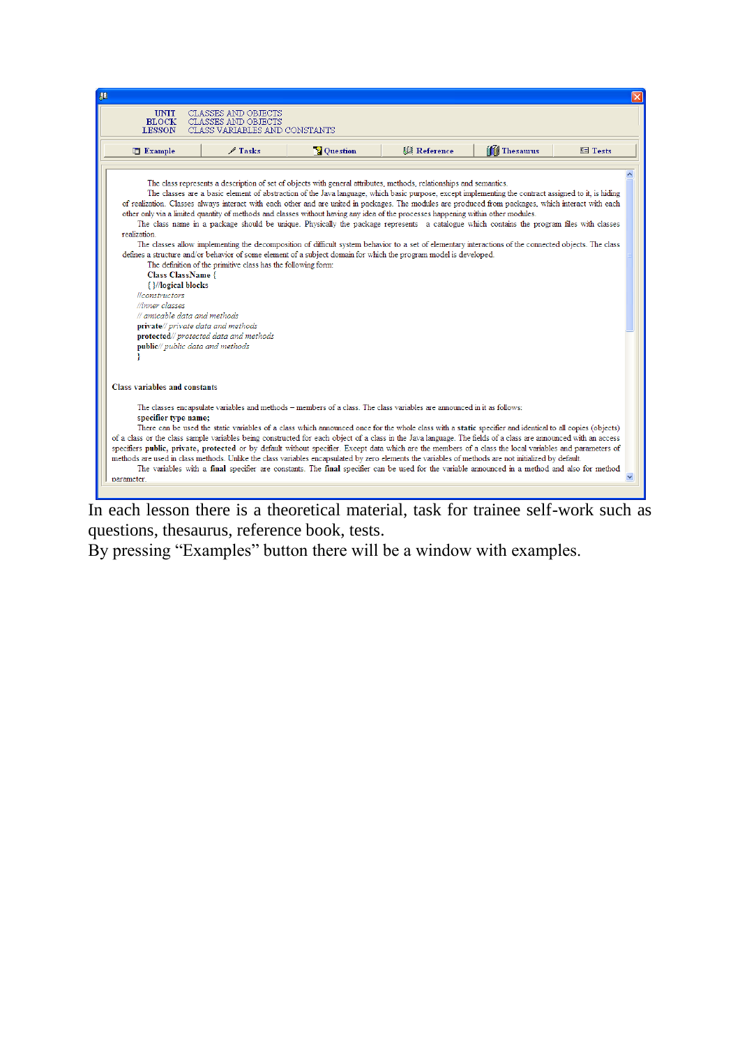UNIT CLASSES AND OBJECTS
BLOCK CLASSES AND OBJECTS
LESSON CLASS VARIABLES AND CONSTANTS

Example | Tasks | Question | Reference | Thesaurus | Tests

The class represents a description of set of objects with general attributes, methods, relationships and semantics.

The classes are a basic element of abstraction of the Java language, which basic purpose, except implementing the contract assigned to it, is hiding of realization. Classes always interact with each other and are united in packages. The modules are produced from packages, which interact with each other only via a limited quantity of methods and classes without having any idea of the processes happening within other modules.

The class name in a package should be unique. Physically the package represents a catalogue which contains the program files with classes realization.

The classes allow implementing the decomposition of difficult system behavior to a set of elementary interactions of the connected objects. The class defines a structure and/or behavior of some element of a subject domain for which the program model is developed.

The definition of the primitive class has the following form:

**Class ClassName** {
{ }//**logical blocks**
*//constructors*
*//inner classes*
*// amicable data and methods*
**private**// *private data and methods*
**protected**// *protected data and methods*
**public**// *public data and methods*
}

**Class variables and constants**

The classes encapsulate variables and methods – members of a class. The class variables are announced in it as follows:
**specifier type name;**

There can be used the static variables of a class which announced once for the whole class with a **static** specifier and identical to all copies (objects) of a class or the class sample variables being constructed for each object of a class in the Java language. The fields of a class are announced with an access specifiers **public, private, protected** or by default without specifier. Except data which are the members of a class the local variables and parameters of methods are used in class methods. Unlike the class variables encapsulated by zero elements the variables of methods are not initialized by default.

The variables with a **final** specifier are constants. The **final** specifier can be used for the variable announced in a method and also for method parameter.

In each lesson there is a theoretical material, task for trainee self-work such as questions, thesaurus, reference book, tests.

By pressing “Examples” button there will be a window with examples.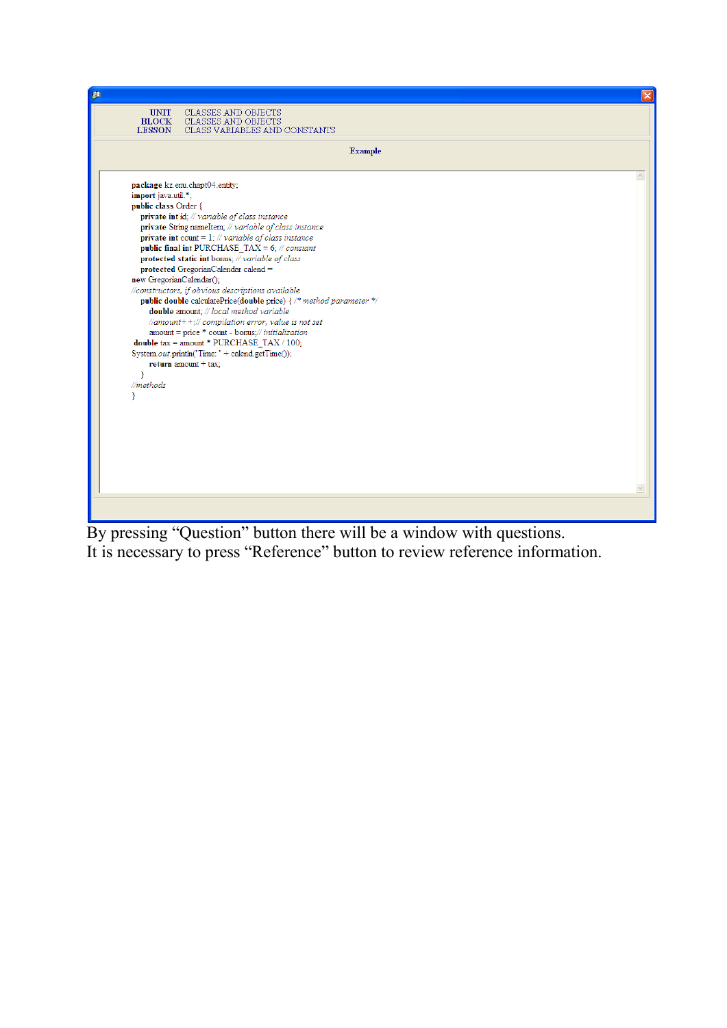UNIT CLASSES AND OBJECTS
BLOCK CLASSES AND OBJECTS
LESSON CLASS VARIABLES AND CONSTANTS

Example

```
package kz.enu.chapt04.entity;
import java.util.*;
public class Order {
    private int id; // variable of class instance
    private String nameItem; // variable of class instance
    private int count = 1; // variable of class instance
    public final int PURCHASE_TAX = 6; // constant
    protected static int bonus; // variable of class
    protected GregorianCalendar calend =
new GregorianCalendar();
//constructors, if obvious descriptions available
    public double calculatePrice(double price) { /* method parameter */
        double amount; // local method variable
        //amount++;// compilation error, value is not set
        amount = price * count - bonus;// initialization
 double tax = amount * PURCHASE_TAX / 100;
System.out.println("Time: " + calend.getTime());
        return amount + tax;
    }
//methods
}
```

By pressing “Question” button there will be a window with questions.
It is necessary to press “Reference” button to review reference information.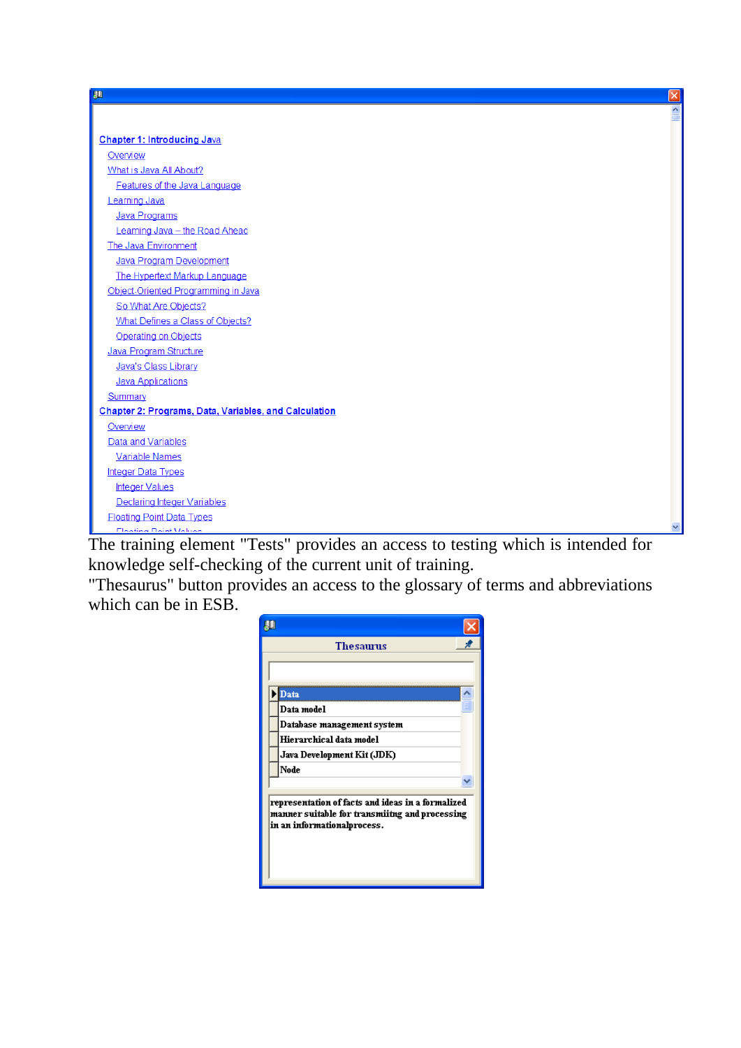Chapter 1: Introducing Java

- Overview
- What is Java All About?
  - Features of the Java Language
- Learning Java
  - Java Programs
  - Learning Java – the Road Ahead
- The Java Environment
  - Java Program Development
  - The Hypertext Markup Language
- Object-Oriented Programming in Java
  - So What Are Objects?
  - What Defines a Class of Objects?
  - Operating on Objects
- Java Program Structure
  - Java's Class Library
  - Java Applications
- Summary

Chapter 2: Programs, Data, Variables, and Calculation

- Overview
- Data and Variables
  - Variable Names
- Integer Data Types
  - Integer Values
  - Declaring Integer Variables
- Floating Point Data Types

The training element "Tests" provides an access to testing which is intended for knowledge self-checking of the current unit of training.

"Thesaurus" button provides an access to the glossary of terms and abbreviations which can be in ESB.

Thesaurus

- Data
- Data model
- Database management system
- Hierarchical data model
- Java Development Kit (JDK)
- Node

representation of facts and ideas in a formalized manner suitable for transmiitng and processing in an informationalprocess.